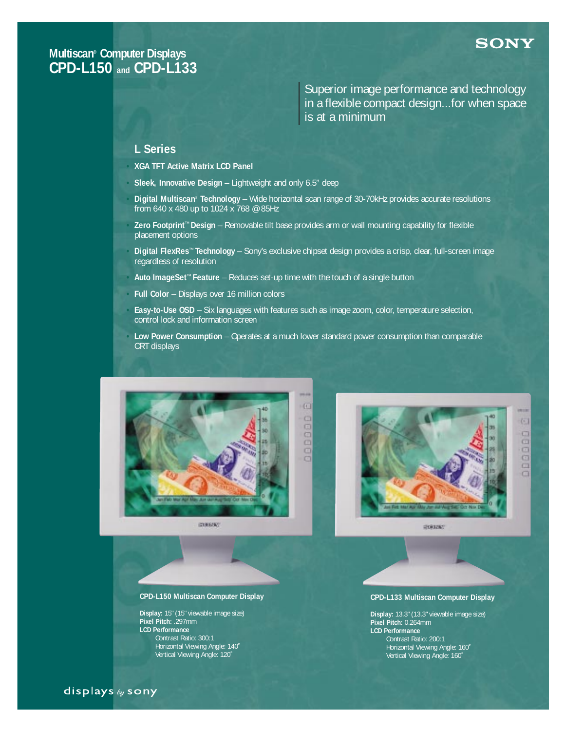SONY

# Multiscan® Computer Displays CPD-L150 and CPD-L133

Superior image performance and technology in a flexible compact design...for when space is at a minimum

## L Series

- **XGA TFT Active Matrix LCD Panel**
- **Sleek, Innovative Design** – Lightweight and only 6.5" deep
- **Digital Multiscan® Technology** – Wide horizontal scan range of 30-70kHz provides accurate resolutions from 640 x 480 up to 1024 x 768 @ 85Hz
- **Zero Footprint™ Design** – Removable tilt base provides arm or wall mounting capability for flexible placement options
- **Digital FlexRes™ Technology** – Sony's exclusive chipset design provides a crisp, clear, full-screen image regardless of resolution
- **Auto ImageSet™ Feature** – Reduces set-up time with the touch of a single button
- **Full Color** – Displays over 16 million colors
- **Easy-to-Use OSD** – Six languages with features such as image zoom, color, temperature selection, control lock and information screen
- **Low Power Consumption** – Operates at a much lower standard power consumption than comparable CRT displays

**CPD-L150 Multiscan Computer Display**

**Display:** 15" (15" viewable image size)
**Pixel Pitch:** .297mm
**LCD Performance**
Contrast Ratio: 300:1
Horizontal Viewing Angle: 140˚
Vertical Viewing Angle: 120˚

**CPD-L133 Multiscan Computer Display**

**Display:** 13.3" (13.3" viewable image size)
**Pixel Pitch:** 0.264mm
**LCD Performance**
Contrast Ratio: 200:1
Horizontal Viewing Angle: 160˚
Vertical Viewing Angle: 160˚

displays *by* sony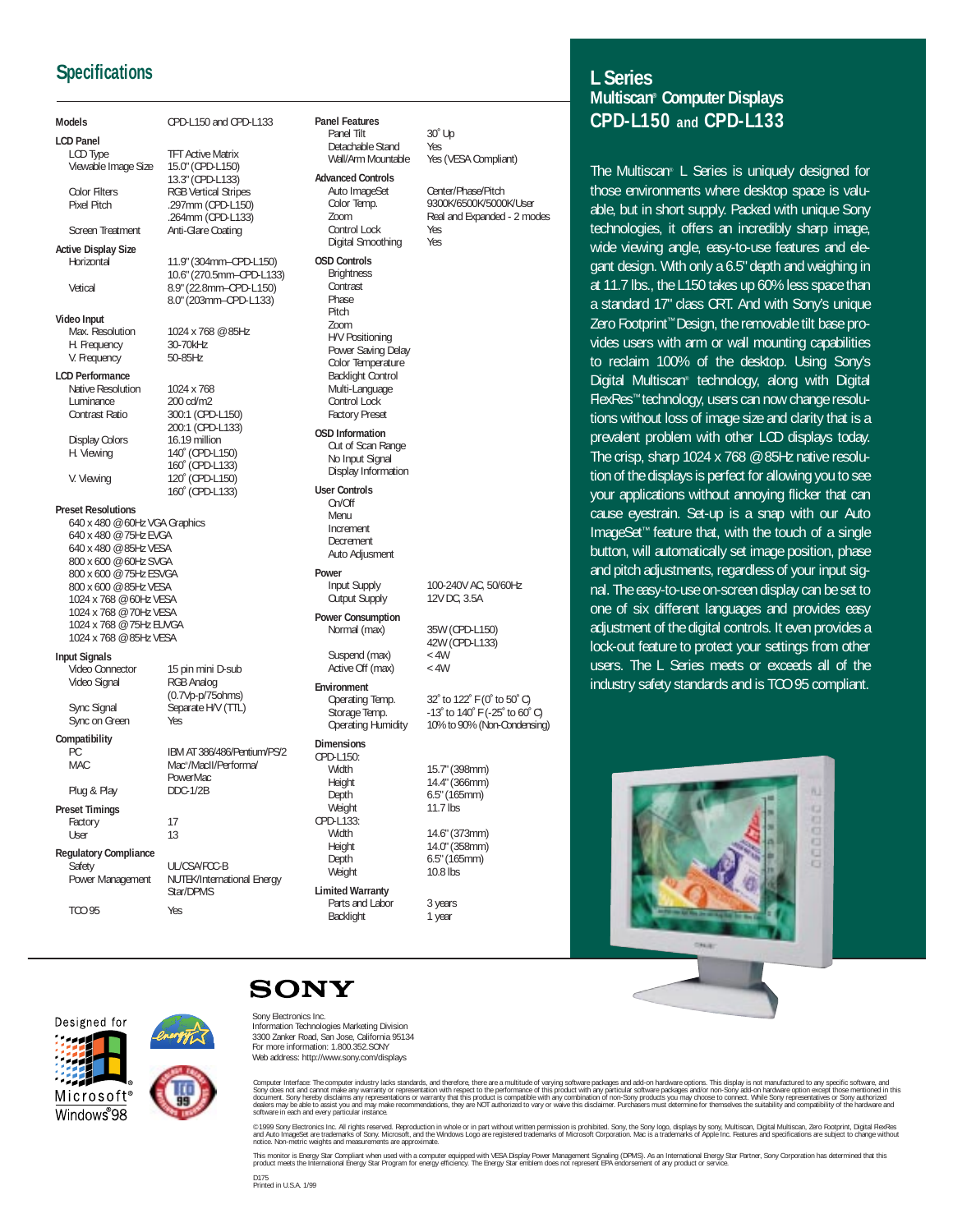## Specifications

| | |
|---|---|
| **Models** | CPD-L150 and CPD-L133 |
| **LCD Panel** | |
| LCD Type | TFT Active Matrix |
| Viewable Image Size | 15.0" (CPD-L150)<br>13.3" (CPD-L133) |
| Color Filters | RGB Vertical Stripes |
| Pixel Pitch | .297mm (CPD-L150)<br>.264mm (CPD-L133) |
| Screen Treatment | Anti-Glare Coating |
| **Active Display Size** | |
| Horizontal | 11.9" (304mm–CPD-L150)<br>10.6" (270.5mm–CPD-L133) |
| Vetical | 8.9" (22.8mm–CPD-L150)<br>8.0" (203mm–CPD-L133) |
| **Video Input** | |
| Max. Resolution | 1024 x 768 @ 85Hz |
| H. Frequency | 30-70kHz |
| V. Frequency | 50-85Hz |
| **LCD Performance** | |
| Native Resolution | 1024 x 768 |
| Luminance | 200 cd/m2 |
| Contrast Ratio | 300:1 (CPD-L150)<br>200:1 (CPD-L133) |
| Display Colors | 16.19 million |
| H. Viewing | 140˚ (CPD-L150)<br>160˚ (CPD-L133) |
| V. Viewing | 120˚ (CPD-L150)<br>160˚ (CPD-L133) |

**Preset Resolutions**
- 640 x 480 @ 60Hz VGA Graphics
- 640 x 480 @ 75Hz EVGA
- 640 x 480 @ 85Hz VESA
- 800 x 600 @ 60Hz SVGA
- 800 x 600 @ 75Hz ESVGA
- 800 x 600 @ 85Hz VESA
- 1024 x 768 @ 60Hz VESA
- 1024 x 768 @ 70Hz VESA
- 1024 x 768 @ 75Hz EUVGA
- 1024 x 768 @ 85Hz VESA

| | |
|---|---|
| **Input Signals** | |
| Video Connector | 15 pin mini D-sub |
| Video Signal | RGB Analog<br>(0.7Vp-p/75ohms) |
| Sync Signal | Separate H/V (TTL) |
| Sync on Green | Yes |
| **Compatibility** | |
| PC | IBM AT 386/486/Pentium/PS/2 |
| MAC | Mac®/MacII/Performa/<br>PowerMac |
| Plug & Play | DDC-1/2B |
| **Preset Timings** | |
| Factory | 17 |
| User | 13 |
| **Regulatory Compliance** | |
| Safety | UL/CSA/FCC-B |
| Power Management | NUTEK/International Energy Star/DPMS |
| TCO 95 | Yes |
| **Panel Features** | |
| Panel Tilt | 30˚ Up |
| Detachable Stand | Yes |
| Wall/Arm Mountable | Yes (VESA Compliant) |
| **Advanced Controls** | |
| Auto ImageSet | Center/Phase/Pitch |
| Color Temp. | 9300K/6500K/5000K/User |
| Zoom | Real and Expanded - 2 modes |
| Control Lock | Yes |
| Digital Smoothing | Yes |

**OSD Controls**
- Brightness
- Contrast
- Phase
- Pitch
- Zoom
- H/V Positioning
- Power Saving Delay
- Color Temperature
- Backlight Control
- Multi-Language
- Control Lock
- Factory Preset

**OSD Information**
- Out of Scan Range
- No Input Signal
- Display Information

**User Controls**
- On/Off
- Menu
- Increment
- Decrement
- Auto Adjusment

| | |
|---|---|
| **Power** | |
| Input Supply | 100-240V AC, 50/60Hz |
| Output Supply | 12V DC, 3.5A |
| **Power Consumption** | |
| Normal (max) | 35W (CPD-L150)<br>42W (CPD-L133) |
| Suspend (max) | < 4W |
| Active Off (max) | < 4W |
| **Environment** | |
| Operating Temp. | 32˚ to 122˚ F (0˚ to 50˚ C) |
| Storage Temp. | -13˚ to 140˚ F (-25˚ to 60˚ C) |
| Operating Humidity | 10% to 90% (Non-Condensing) |
| **Dimensions** | |
| CPD-L150: | |
| Width | 15.7" (398mm) |
| Height | 14.4" (366mm) |
| Depth | 6.5" (165mm) |
| Weight | 11.7 lbs |
| CPD-L133: | |
| Width | 14.6" (373mm) |
| Height | 14.0" (358mm) |
| Depth | 6.5" (165mm) |
| Weight | 10.8 lbs |
| **Limited Warranty** | |
| Parts and Labor | 3 years |
| Backlight | 1 year |

# L Series
## Multiscan® Computer Displays
## CPD-L150 and CPD-L133

The Multiscan® L Series is uniquely designed for those environments where desktop space is valuable, but in short supply. Packed with unique Sony technologies, it offers an incredibly sharp image, wide viewing angle, easy-to-use features and elegant design. With only a 6.5" depth and weighing in at 11.7 lbs., the L150 takes up 60% less space than a standard 17" class CRT. And with Sony's unique Zero Footprint™ Design, the removable tilt base provides users with arm or wall mounting capabilities to reclaim 100% of the desktop. Using Sony's Digital Multiscan® technology, along with Digital FlexRes™ technology, users can now change resolutions without loss of image size and clarity that is a prevalent problem with other LCD displays today. The crisp, sharp 1024 x 768 @ 85Hz native resolution of the displays is perfect for allowing you to see your applications without annoying flicker that can cause eyestrain. Set-up is a snap with our Auto ImageSet™ feature that, with the touch of a single button, will automatically set image position, phase and pitch adjustments, regardless of your input signal. The easy-to-use on-screen display can be set to one of six different languages and provides easy adjustment of the digital controls. It even provides a lock-out feature to protect your settings from other users. The L Series meets or exceeds all of the industry safety standards and is TCO 95 compliant.

Designed for Microsoft® Windows® 98

SONY

Sony Electronics Inc.
Information Technologies Marketing Division
3300 Zanker Road, San Jose, California 95134
For more information: 1.800.352.SONY
Web address: http://www.sony.com/displays

Computer Interface: The computer industry lacks standards, and therefore, there are a multitude of varying software packages and add-on hardware options. This display is not manufactured to any specific software, and Sony does not and cannot make any warranty or representation with respect to the performance of this product with any particular software packages and/or non-Sony add-on hardware option except those mentioned in this document. Sony hereby disclaims any representations or warranty that this product is compatible with any combination of non-Sony products you may choose to connect. While Sony representatives or Sony authorized dealers may be able to assist you and may make recommendations, they are NOT authorized to vary or waive this disclaimer. Purchasers must determine for themselves the suitability and compatibility of the hardware and software in each and every particular instance.

©1999 Sony Electronics Inc. All rights reserved. Reproduction in whole or in part without written permission is prohibited. Sony, the Sony logo, displays by sony, Multiscan, Digital Multiscan, Zero Footprint, Digital FlexRes and Auto ImageSet are trademarks of Sony. Microsoft, and the Windows Logo are registered trademarks of Microsoft Corporation. Mac is a trademarks of Apple Inc. Features and specifications are subject to change without notice. Non-metric weights and measurements are approximate.

This monitor is Energy Star Compliant when used with a computer equipped with VESA Display Power Management Signaling (DPMS). As an International Energy Star Partner, Sony Corporation has determined that this product meets the International Energy Star Program for energy efficiency. The Energy Star emblem does not represent EPA endorsement of any product or service.

D175
Printed in U.S.A. 1/99